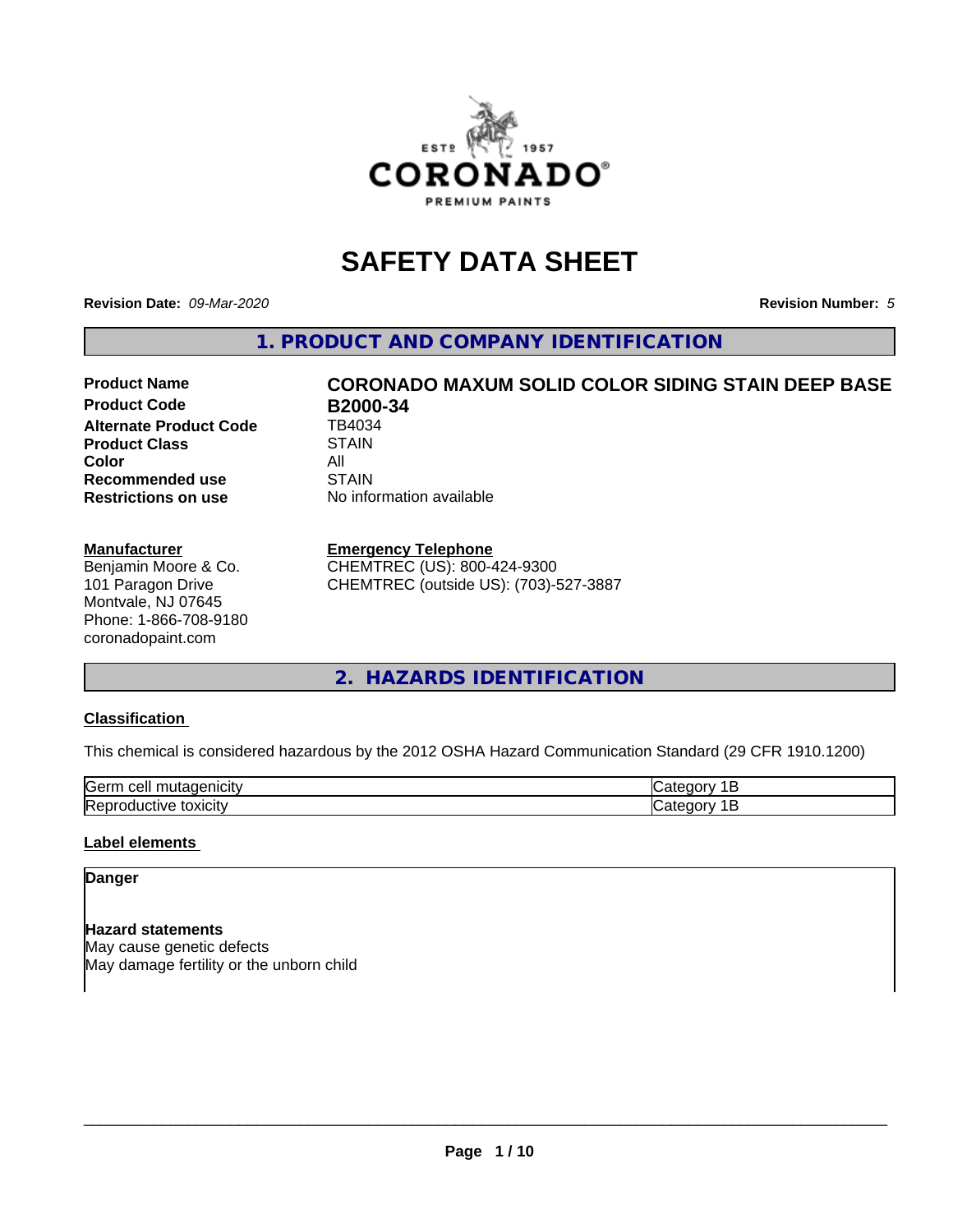# SAFETY DATA SHEET

**Revision Date:** *09-Mar-2020* **Revision Number:** *5*

## 1. PRODUCT AND COMPANY IDENTIFICATION

| | |
|---|---|
| **Product Name** | **CORONADO MAXUM SOLID COLOR SIDING STAIN DEEP BASE** |
| **Product Code** | **B2000-34** |
| **Alternate Product Code** | TB4034 |
| **Product Class** | STAIN |
| **Color** | All |
| **Recommended use** | STAIN |
| **Restrictions on use** | No information available |

**Manufacturer**
Benjamin Moore & Co.
101 Paragon Drive
Montvale, NJ 07645
Phone: 1-866-708-9180
coronadopaint.com

**Emergency Telephone**
CHEMTREC (US): 800-424-9300
CHEMTREC (outside US): (703)-527-3887

## 2. HAZARDS IDENTIFICATION

**Classification**

This chemical is considered hazardous by the 2012 OSHA Hazard Communication Standard (29 CFR 1910.1200)

| | |
|---|---|
| Germ cell mutagenicity | Category 1B |
| Reproductive toxicity | Category 1B |

**Label elements**

**Danger**

**Hazard statements**
May cause genetic defects
May damage fertility or the unborn child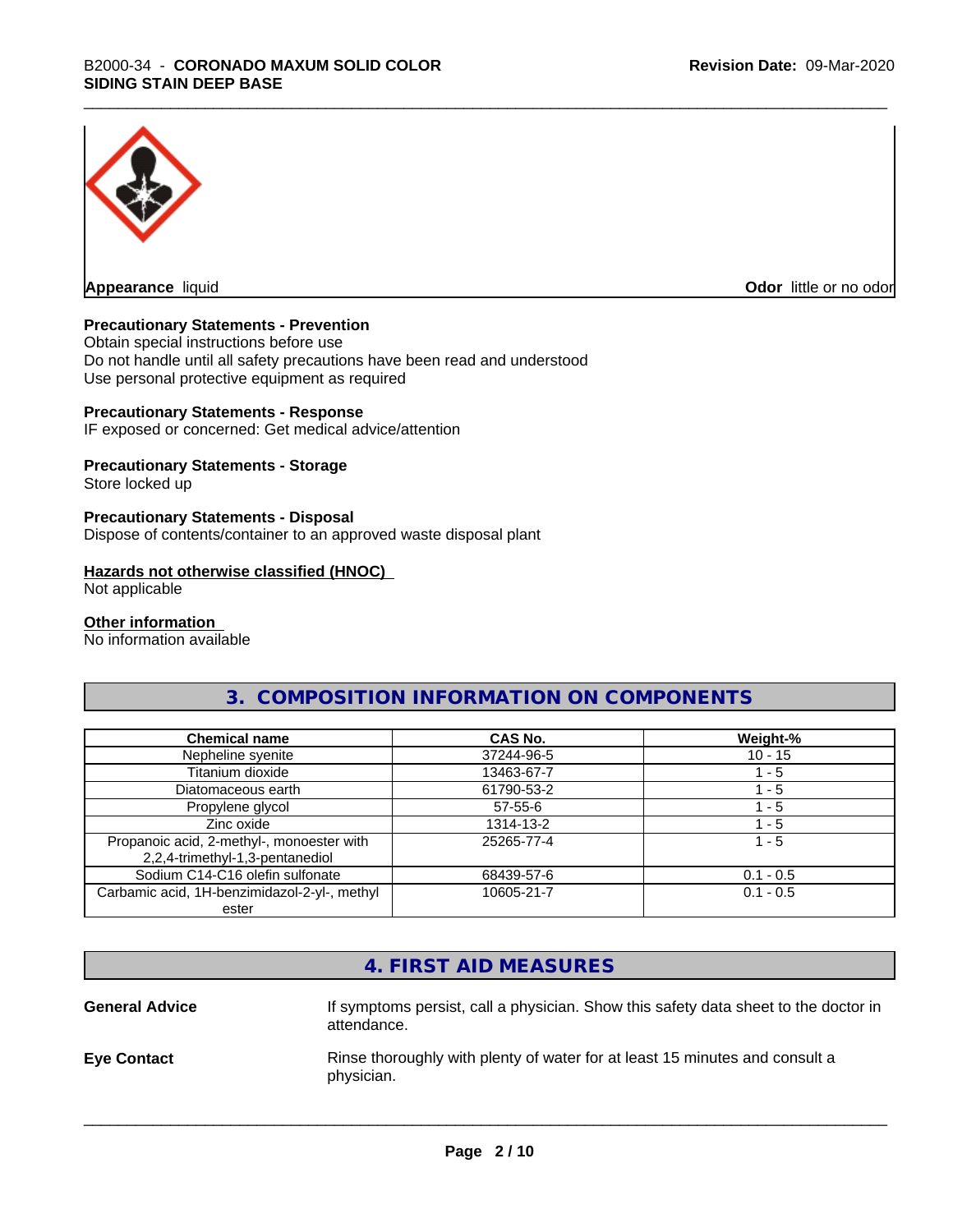**Appearance** liquid **Odor** little or no odor

**Precautionary Statements - Prevention**
Obtain special instructions before use
Do not handle until all safety precautions have been read and understood
Use personal protective equipment as required

**Precautionary Statements - Response**
IF exposed or concerned: Get medical advice/attention

**Precautionary Statements - Storage**
Store locked up

**Precautionary Statements - Disposal**
Dispose of contents/container to an approved waste disposal plant

**Hazards not otherwise classified (HNOC)**
Not applicable

**Other information**
No information available

## 3. COMPOSITION INFORMATION ON COMPONENTS

| Chemical name | CAS No. | Weight-% |
|---|---|---|
| Nepheline syenite | 37244-96-5 | 10 - 15 |
| Titanium dioxide | 13463-67-7 | 1 - 5 |
| Diatomaceous earth | 61790-53-2 | 1 - 5 |
| Propylene glycol | 57-55-6 | 1 - 5 |
| Zinc oxide | 1314-13-2 | 1 - 5 |
| Propanoic acid, 2-methyl-, monoester with 2,2,4-trimethyl-1,3-pentanediol | 25265-77-4 | 1 - 5 |
| Sodium C14-C16 olefin sulfonate | 68439-57-6 | 0.1 - 0.5 |
| Carbamic acid, 1H-benzimidazol-2-yl-, methyl ester | 10605-21-7 | 0.1 - 0.5 |

## 4. FIRST AID MEASURES

**General Advice** If symptoms persist, call a physician. Show this safety data sheet to the doctor in attendance.

**Eye Contact** Rinse thoroughly with plenty of water for at least 15 minutes and consult a physician.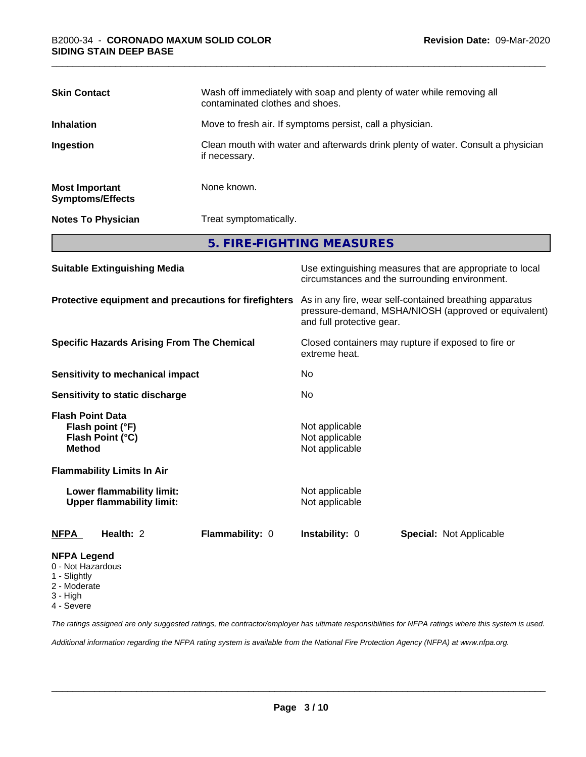| | |
|---|---|
| **Skin Contact** | Wash off immediately with soap and plenty of water while removing all contaminated clothes and shoes. |
| **Inhalation** | Move to fresh air. If symptoms persist, call a physician. |
| **Ingestion** | Clean mouth with water and afterwards drink plenty of water. Consult a physician if necessary. |
| **Most Important Symptoms/Effects** | None known. |
| **Notes To Physician** | Treat symptomatically. |

## 5. FIRE-FIGHTING MEASURES

| | |
|---|---|
| **Suitable Extinguishing Media** | Use extinguishing measures that are appropriate to local circumstances and the surrounding environment. |
| **Protective equipment and precautions for firefighters** | As in any fire, wear self-contained breathing apparatus pressure-demand, MSHA/NIOSH (approved or equivalent) and full protective gear. |
| **Specific Hazards Arising From The Chemical** | Closed containers may rupture if exposed to fire or extreme heat. |
| **Sensitivity to mechanical impact** | No |
| **Sensitivity to static discharge** | No |
| **Flash Point Data** | |
| **Flash point (°F)** | Not applicable |
| **Flash Point (°C)** | Not applicable |
| **Method** | Not applicable |
| **Flammability Limits In Air** | |
| **Lower flammability limit:** | Not applicable |
| **Upper flammability limit:** | Not applicable |

| **NFPA** | **Health:** 2 | **Flammability:** 0 | **Instability:** 0 | **Special:** Not Applicable |
|---|---|---|---|---|

**NFPA Legend**
- 0 - Not Hazardous
- 1 - Slightly
- 2 - Moderate
- 3 - High
- 4 - Severe

*The ratings assigned are only suggested ratings, the contractor/employer has ultimate responsibilities for NFPA ratings where this system is used.*

*Additional information regarding the NFPA rating system is available from the National Fire Protection Agency (NFPA) at www.nfpa.org.*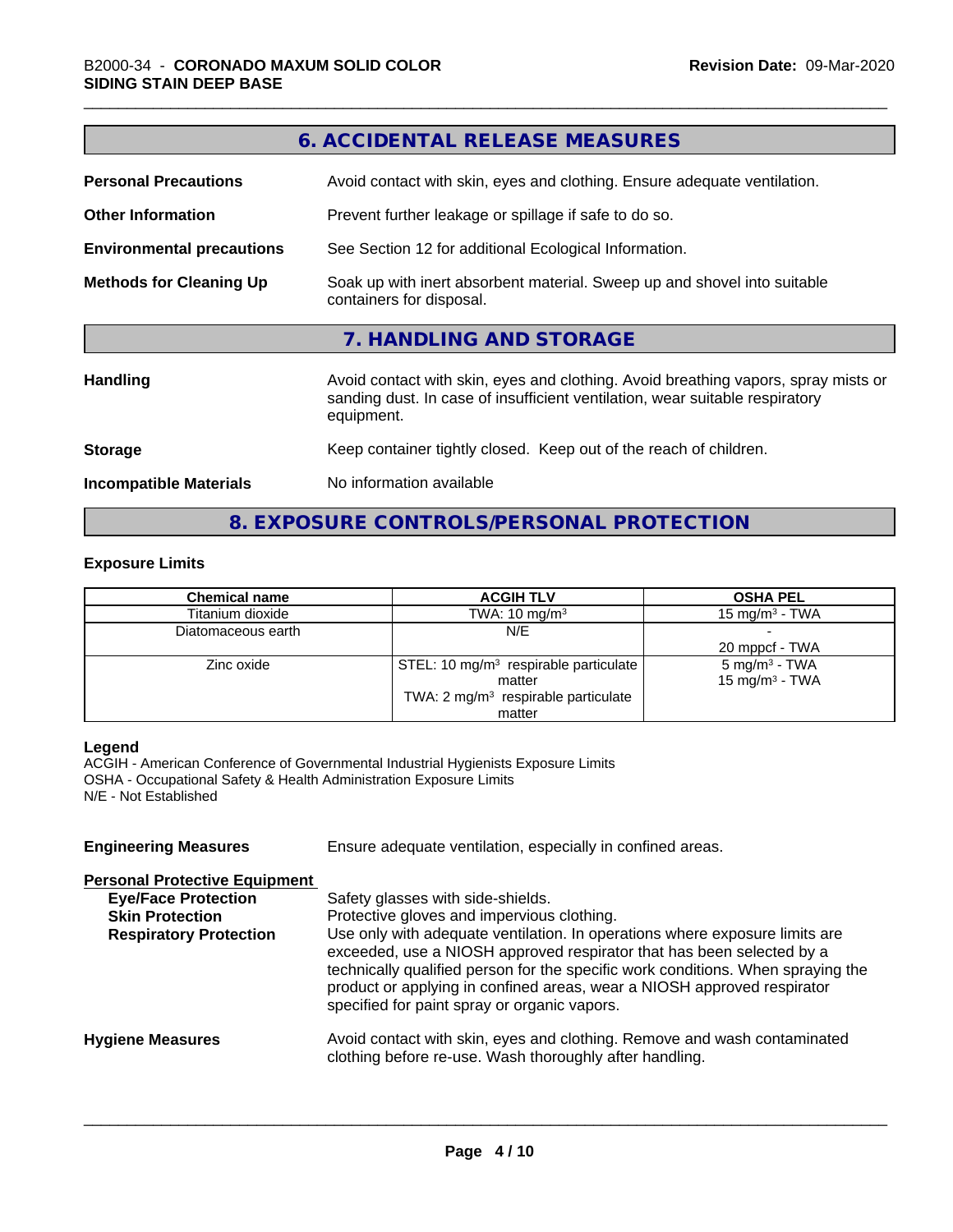## 6. ACCIDENTAL RELEASE MEASURES

**Personal Precautions** Avoid contact with skin, eyes and clothing. Ensure adequate ventilation.

**Other Information** Prevent further leakage or spillage if safe to do so.

**Environmental precautions** See Section 12 for additional Ecological Information.

**Methods for Cleaning Up** Soak up with inert absorbent material. Sweep up and shovel into suitable containers for disposal.

## 7. HANDLING AND STORAGE

**Handling** Avoid contact with skin, eyes and clothing. Avoid breathing vapors, spray mists or sanding dust. In case of insufficient ventilation, wear suitable respiratory equipment.

**Storage** Keep container tightly closed. Keep out of the reach of children.

**Incompatible Materials** No information available

## 8. EXPOSURE CONTROLS/PERSONAL PROTECTION

### Exposure Limits

| Chemical name | ACGIH TLV | OSHA PEL |
|---|---|---|
| Titanium dioxide | TWA: 10 mg/m³ | 15 mg/m³ - TWA |
| Diatomaceous earth | N/E | -<br>20 mppcf - TWA |
| Zinc oxide | STEL: 10 mg/m³ respirable particulate matter<br>TWA: 2 mg/m³ respirable particulate matter | 5 mg/m³ - TWA<br>15 mg/m³ - TWA |

**Legend**
ACGIH - American Conference of Governmental Industrial Hygienists Exposure Limits
OSHA - Occupational Safety & Health Administration Exposure Limits
N/E - Not Established

**Engineering Measures** Ensure adequate ventilation, especially in confined areas.

**Personal Protective Equipment**

**Eye/Face Protection** Safety glasses with side-shields.

**Skin Protection** Protective gloves and impervious clothing.

**Respiratory Protection** Use only with adequate ventilation. In operations where exposure limits are exceeded, use a NIOSH approved respirator that has been selected by a technically qualified person for the specific work conditions. When spraying the product or applying in confined areas, wear a NIOSH approved respirator specified for paint spray or organic vapors.

**Hygiene Measures** Avoid contact with skin, eyes and clothing. Remove and wash contaminated clothing before re-use. Wash thoroughly after handling.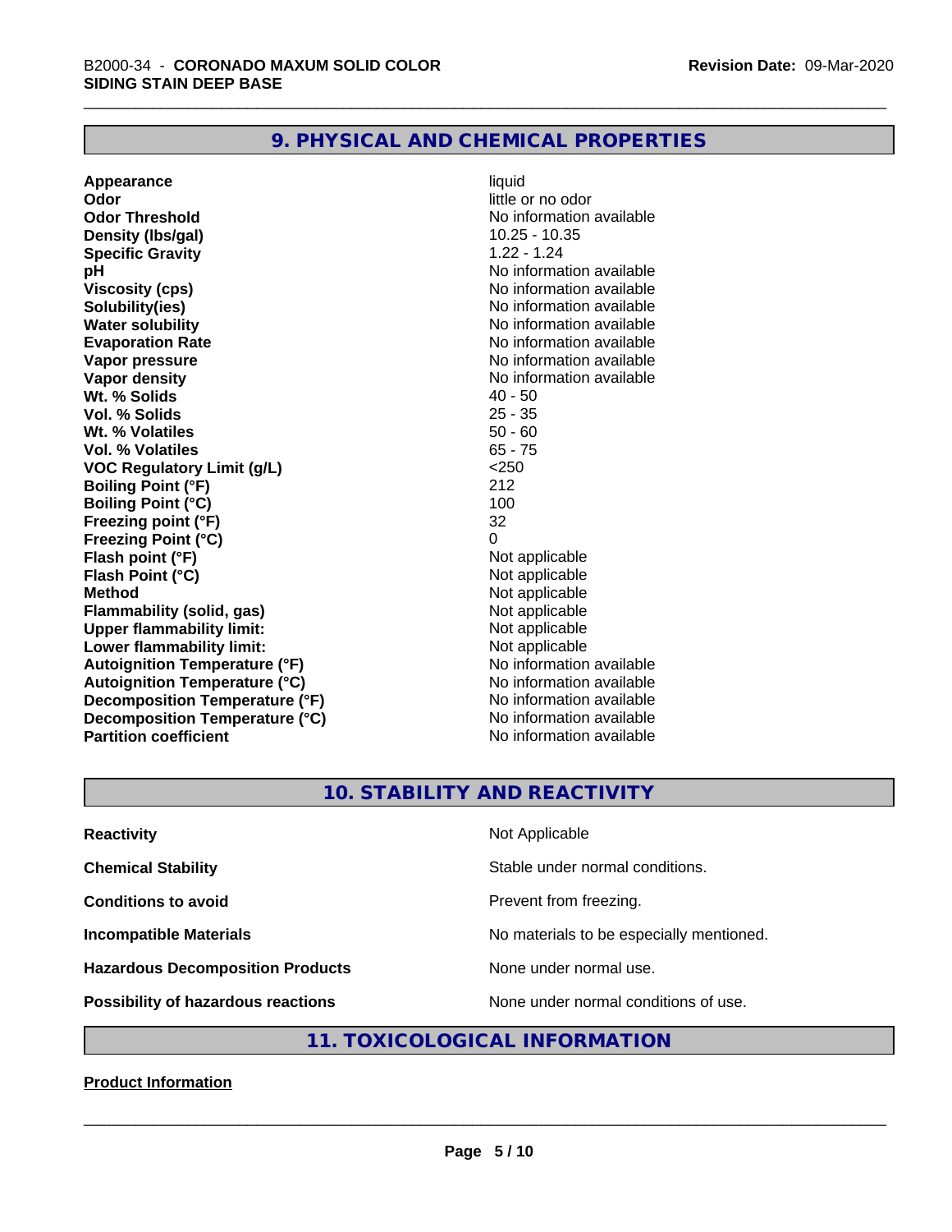## 9. PHYSICAL AND CHEMICAL PROPERTIES

| Property | Value |
| --- | --- |
| **Appearance** | liquid |
| **Odor** | little or no odor |
| **Odor Threshold** | No information available |
| **Density (lbs/gal)** | 10.25 - 10.35 |
| **Specific Gravity** | 1.22 - 1.24 |
| **pH** | No information available |
| **Viscosity (cps)** | No information available |
| **Solubility(ies)** | No information available |
| **Water solubility** | No information available |
| **Evaporation Rate** | No information available |
| **Vapor pressure** | No information available |
| **Vapor density** | No information available |
| **Wt. % Solids** | 40 - 50 |
| **Vol. % Solids** | 25 - 35 |
| **Wt. % Volatiles** | 50 - 60 |
| **Vol. % Volatiles** | 65 - 75 |
| **VOC Regulatory Limit (g/L)** | <250 |
| **Boiling Point (°F)** | 212 |
| **Boiling Point (°C)** | 100 |
| **Freezing point (°F)** | 32 |
| **Freezing Point (°C)** | 0 |
| **Flash point (°F)** | Not applicable |
| **Flash Point (°C)** | Not applicable |
| **Method** | Not applicable |
| **Flammability (solid, gas)** | Not applicable |
| **Upper flammability limit:** | Not applicable |
| **Lower flammability limit:** | Not applicable |
| **Autoignition Temperature (°F)** | No information available |
| **Autoignition Temperature (°C)** | No information available |
| **Decomposition Temperature (°F)** | No information available |
| **Decomposition Temperature (°C)** | No information available |
| **Partition coefficient** | No information available |

## 10. STABILITY AND REACTIVITY

| Property | Value |
| --- | --- |
| **Reactivity** | Not Applicable |
| **Chemical Stability** | Stable under normal conditions. |
| **Conditions to avoid** | Prevent from freezing. |
| **Incompatible Materials** | No materials to be especially mentioned. |
| **Hazardous Decomposition Products** | None under normal use. |
| **Possibility of hazardous reactions** | None under normal conditions of use. |

## 11. TOXICOLOGICAL INFORMATION

**Product Information**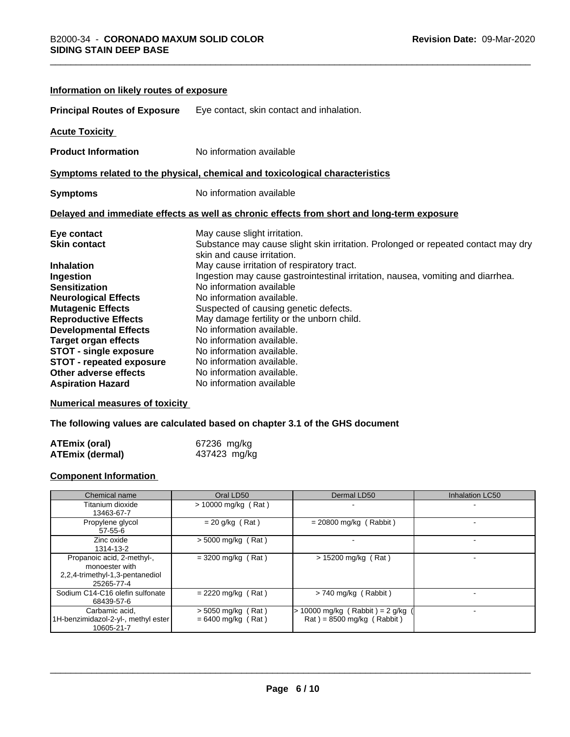### Information on likely routes of exposure

**Principal Routes of Exposure** Eye contact, skin contact and inhalation.

### Acute Toxicity

**Product Information** No information available

### Symptoms related to the physical, chemical and toxicological characteristics

**Symptoms** No information available

### Delayed and immediate effects as well as chronic effects from short and long-term exposure

**Eye contact** May cause slight irritation.
**Skin contact** Substance may cause slight skin irritation. Prolonged or repeated contact may dry skin and cause irritation.
**Inhalation** May cause irritation of respiratory tract.
**Ingestion** Ingestion may cause gastrointestinal irritation, nausea, vomiting and diarrhea.
**Sensitization** No information available
**Neurological Effects** No information available.
**Mutagenic Effects** Suspected of causing genetic defects.
**Reproductive Effects** May damage fertility or the unborn child.
**Developmental Effects** No information available.
**Target organ effects** No information available.
**STOT - single exposure** No information available.
**STOT - repeated exposure** No information available.
**Other adverse effects** No information available.
**Aspiration Hazard** No information available

### Numerical measures of toxicity

**The following values are calculated based on chapter 3.1 of the GHS document**

**ATEmix (oral)** 67236 mg/kg
**ATEmix (dermal)** 437423 mg/kg

### Component Information

| Chemical name | Oral LD50 | Dermal LD50 | Inhalation LC50 |
|---|---|---|---|
| Titanium dioxide<br>13463-67-7 | > 10000 mg/kg ( Rat ) | - | - |
| Propylene glycol<br>57-55-6 | = 20 g/kg ( Rat ) | = 20800 mg/kg ( Rabbit ) | - |
| Zinc oxide<br>1314-13-2 | > 5000 mg/kg ( Rat ) | - | - |
| Propanoic acid, 2-methyl-, monoester with 2,2,4-trimethyl-1,3-pentanediol<br>25265-77-4 | = 3200 mg/kg ( Rat ) | > 15200 mg/kg ( Rat ) | - |
| Sodium C14-C16 olefin sulfonate<br>68439-57-6 | = 2220 mg/kg ( Rat ) | > 740 mg/kg ( Rabbit ) | - |
| Carbamic acid, 1H-benzimidazol-2-yl-, methyl ester<br>10605-21-7 | > 5050 mg/kg ( Rat )<br>= 6400 mg/kg ( Rat ) | > 10000 mg/kg ( Rabbit ) = 2 g/kg ( Rat ) = 8500 mg/kg ( Rabbit ) | - |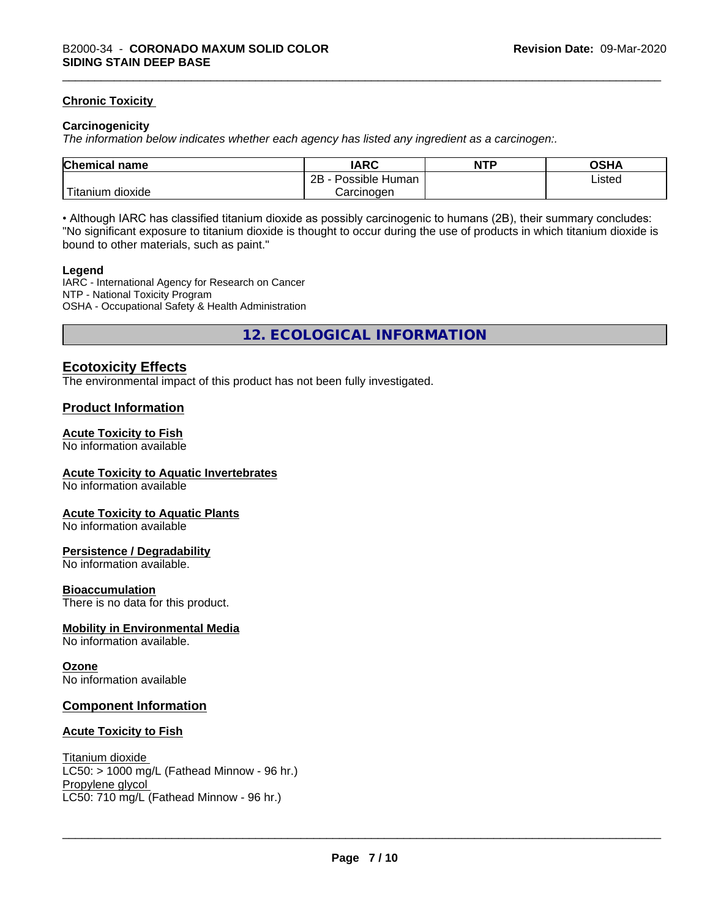### Chronic Toxicity

**Carcinogenicity**

*The information below indicates whether each agency has listed any ingredient as a carcinogen:.*

| Chemical name | IARC | NTP | OSHA |
|---|---|---|---|
| Titanium dioxide | 2B - Possible Human Carcinogen | | Listed |

• Although IARC has classified titanium dioxide as possibly carcinogenic to humans (2B), their summary concludes: "No significant exposure to titanium dioxide is thought to occur during the use of products in which titanium dioxide is bound to other materials, such as paint."

**Legend**

IARC - International Agency for Research on Cancer
NTP - National Toxicity Program
OSHA - Occupational Safety & Health Administration

## 12. ECOLOGICAL INFORMATION

### Ecotoxicity Effects

The environmental impact of this product has not been fully investigated.

### Product Information

**Acute Toxicity to Fish**

No information available

**Acute Toxicity to Aquatic Invertebrates**

No information available

**Acute Toxicity to Aquatic Plants**

No information available

**Persistence / Degradability**

No information available.

**Bioaccumulation**

There is no data for this product.

**Mobility in Environmental Media**

No information available.

**Ozone**

No information available

### Component Information

**Acute Toxicity to Fish**

Titanium dioxide
LC50: > 1000 mg/L (Fathead Minnow - 96 hr.)
Propylene glycol
LC50: 710 mg/L (Fathead Minnow - 96 hr.)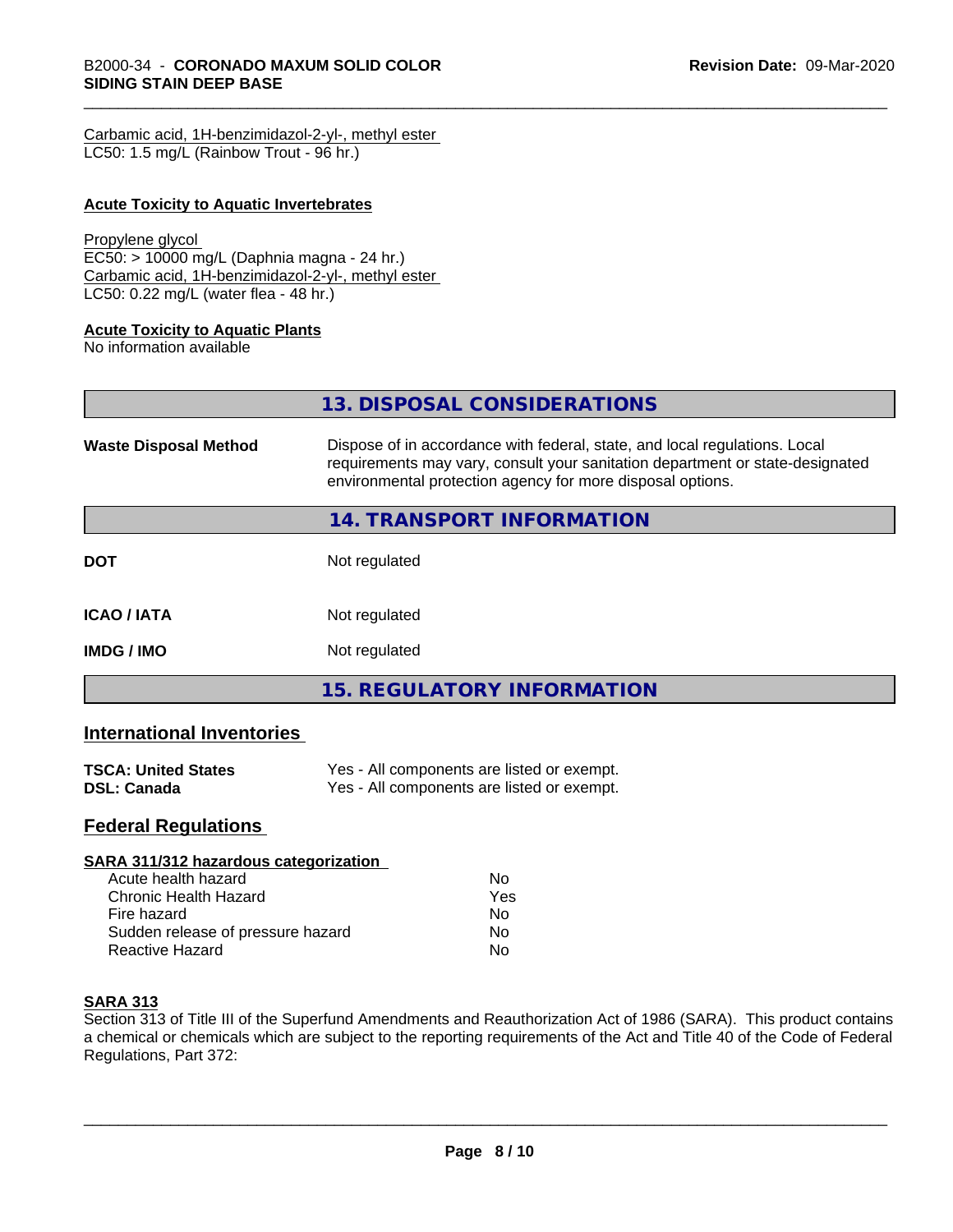Carbamic acid, 1H-benzimidazol-2-yl-, methyl ester
LC50: 1.5 mg/L (Rainbow Trout - 96 hr.)

**Acute Toxicity to Aquatic Invertebrates**

Propylene glycol
EC50: > 10000 mg/L (Daphnia magna - 24 hr.)
Carbamic acid, 1H-benzimidazol-2-yl-, methyl ester
LC50: 0.22 mg/L (water flea - 48 hr.)

**Acute Toxicity to Aquatic Plants**
No information available

## 13. DISPOSAL CONSIDERATIONS

**Waste Disposal Method** — Dispose of in accordance with federal, state, and local regulations. Local requirements may vary, consult your sanitation department or state-designated environmental protection agency for more disposal options.

## 14. TRANSPORT INFORMATION

| | |
|---|---|
| **DOT** | Not regulated |
| **ICAO / IATA** | Not regulated |
| **IMDG / IMO** | Not regulated |

## 15. REGULATORY INFORMATION

### International Inventories

| | |
|---|---|
| **TSCA: United States** | Yes - All components are listed or exempt. |
| **DSL: Canada** | Yes - All components are listed or exempt. |

### Federal Regulations

**SARA 311/312 hazardous categorization**

| | |
|---|---|
| Acute health hazard | No |
| Chronic Health Hazard | Yes |
| Fire hazard | No |
| Sudden release of pressure hazard | No |
| Reactive Hazard | No |

**SARA 313**
Section 313 of Title III of the Superfund Amendments and Reauthorization Act of 1986 (SARA). This product contains a chemical or chemicals which are subject to the reporting requirements of the Act and Title 40 of the Code of Federal Regulations, Part 372: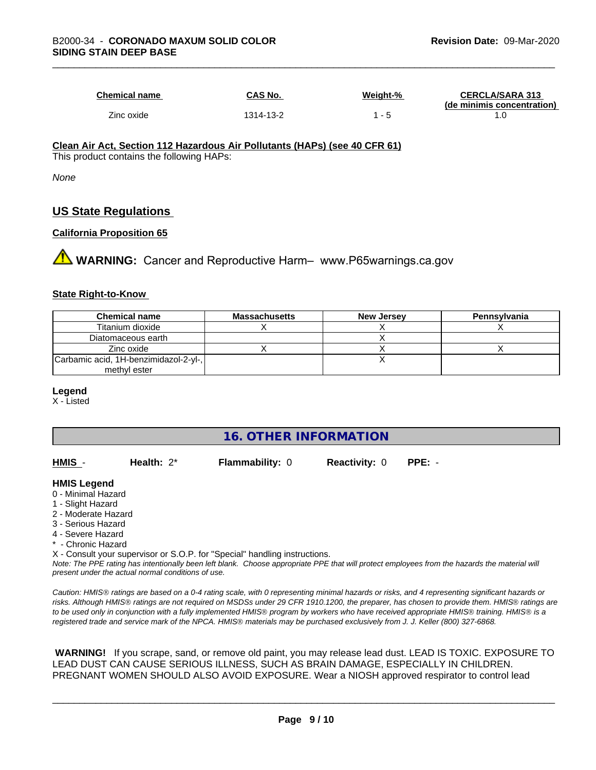| Chemical name | CAS No. | Weight-% | CERCLA/SARA 313 (de minimis concentration) |
|---|---|---|---|
| Zinc oxide | 1314-13-2 | 1 - 5 | 1.0 |

**Clean Air Act, Section 112 Hazardous Air Pollutants (HAPs) (see 40 CFR 61)**

This product contains the following HAPs:

*None*

## US State Regulations

**California Proposition 65**

⚠ **WARNING:** Cancer and Reproductive Harm– www.P65warnings.ca.gov

**State Right-to-Know**

| Chemical name | Massachusetts | New Jersey | Pennsylvania |
|---|---|---|---|
| Titanium dioxide | X | X | X |
| Diatomaceous earth | | X | |
| Zinc oxide | X | X | X |
| Carbamic acid, 1H-benzimidazol-2-yl-, methyl ester | | X | |

**Legend**

X - Listed

## 16. OTHER INFORMATION

**HMIS** - **Health:** 2* **Flammability:** 0 **Reactivity:** 0 **PPE:** -

**HMIS Legend**

0 - Minimal Hazard
1 - Slight Hazard
2 - Moderate Hazard
3 - Serious Hazard
4 - Severe Hazard
* - Chronic Hazard
X - Consult your supervisor or S.O.P. for "Special" handling instructions.

*Note: The PPE rating has intentionally been left blank. Choose appropriate PPE that will protect employees from the hazards the material will present under the actual normal conditions of use.*

*Caution: HMIS® ratings are based on a 0-4 rating scale, with 0 representing minimal hazards or risks, and 4 representing significant hazards or risks. Although HMIS® ratings are not required on MSDSs under 29 CFR 1910.1200, the preparer, has chosen to provide them. HMIS® ratings are to be used only in conjunction with a fully implemented HMIS® program by workers who have received appropriate HMIS® training. HMIS® is a registered trade and service mark of the NPCA. HMIS® materials may be purchased exclusively from J. J. Keller (800) 327-6868.*

**WARNING!** If you scrape, sand, or remove old paint, you may release lead dust. LEAD IS TOXIC. EXPOSURE TO LEAD DUST CAN CAUSE SERIOUS ILLNESS, SUCH AS BRAIN DAMAGE, ESPECIALLY IN CHILDREN. PREGNANT WOMEN SHOULD ALSO AVOID EXPOSURE. Wear a NIOSH approved respirator to control lead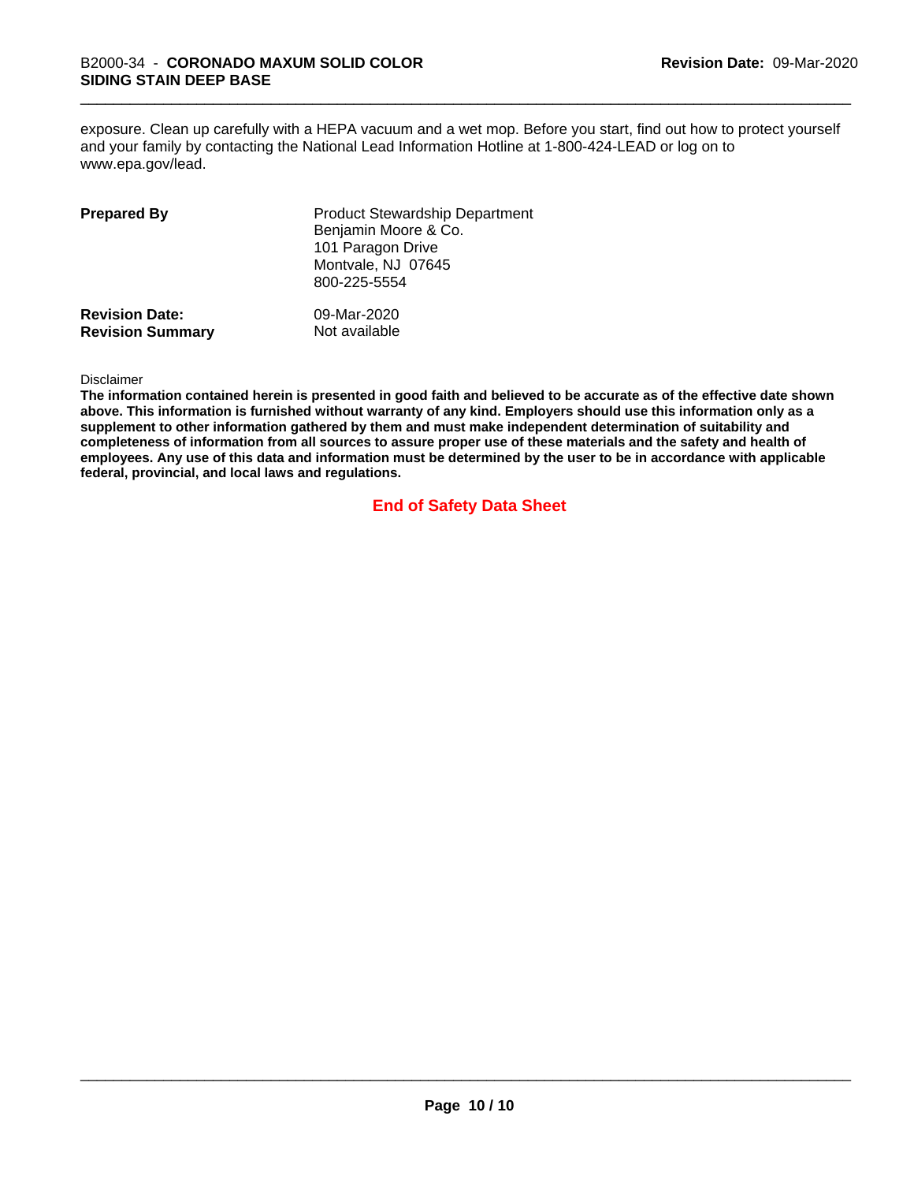exposure. Clean up carefully with a HEPA vacuum and a wet mop. Before you start, find out how to protect yourself and your family by contacting the National Lead Information Hotline at 1-800-424-LEAD or log on to www.epa.gov/lead.

| | |
|---|---|
| **Prepared By** | Product Stewardship Department<br>Benjamin Moore & Co.<br>101 Paragon Drive<br>Montvale, NJ 07645<br>800-225-5554 |
| **Revision Date:** | 09-Mar-2020 |
| **Revision Summary** | Not available |

Disclaimer

**The information contained herein is presented in good faith and believed to be accurate as of the effective date shown above. This information is furnished without warranty of any kind. Employers should use this information only as a supplement to other information gathered by them and must make independent determination of suitability and completeness of information from all sources to assure proper use of these materials and the safety and health of employees. Any use of this data and information must be determined by the user to be in accordance with applicable federal, provincial, and local laws and regulations.**

**End of Safety Data Sheet**